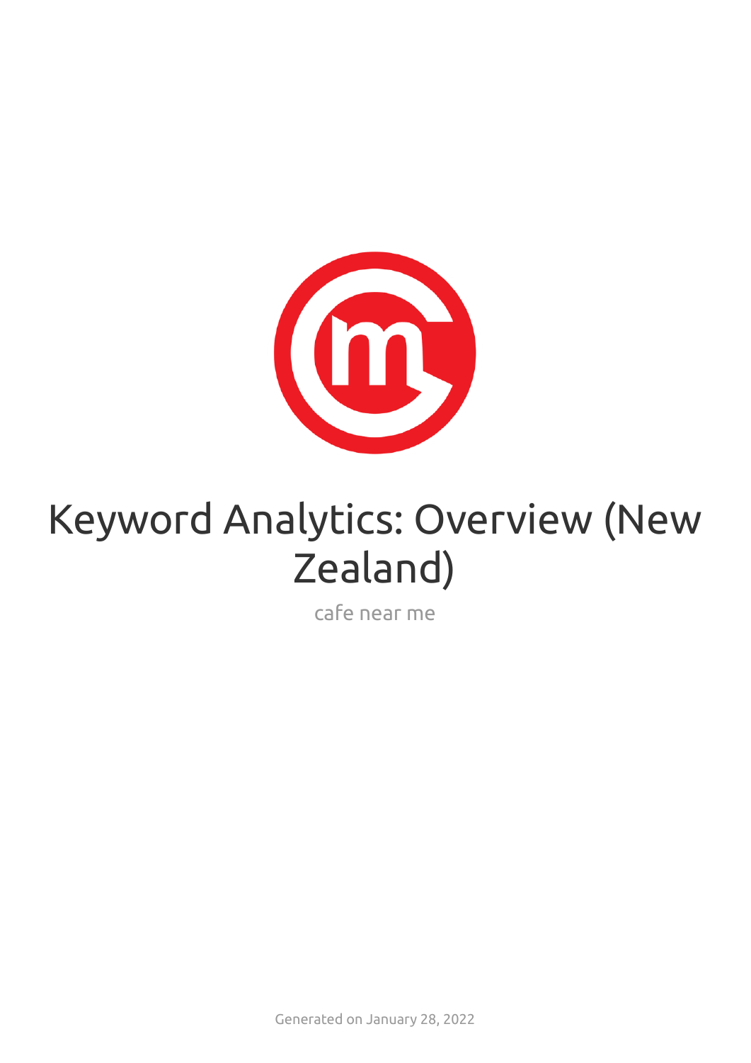# Keyword Analytics: Overview (New Zealand)

cafe near me

Generated on January 28, 2022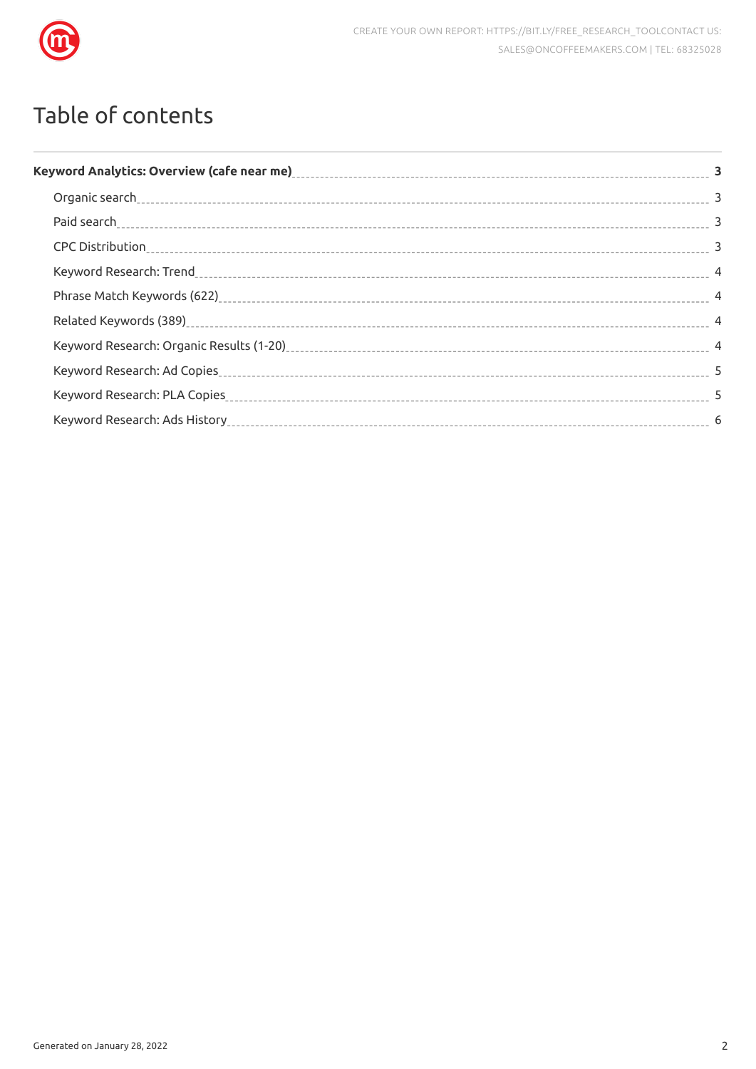# Table of contents

**Keyword Analytics: Overview (cafe near me)** .......... **3**

- Organic search .......... 3
- Paid search .......... 3
- CPC Distribution .......... 3
- Keyword Research: Trend .......... 4
- Phrase Match Keywords (622) .......... 4
- Related Keywords (389) .......... 4
- Keyword Research: Organic Results (1-20) .......... 4
- Keyword Research: Ad Copies .......... 5
- Keyword Research: PLA Copies .......... 5
- Keyword Research: Ads History .......... 6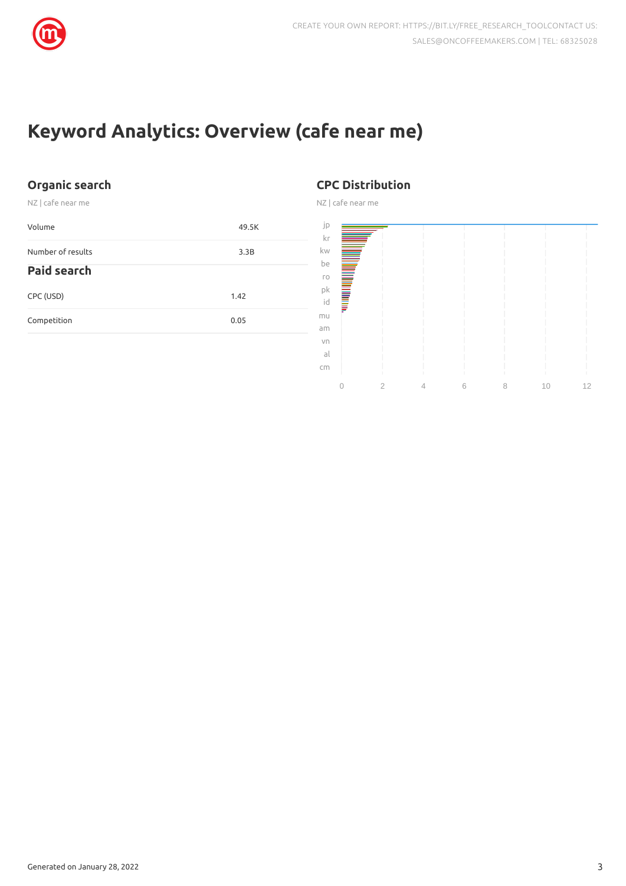# Keyword Analytics: Overview (cafe near me)

## Organic search

NZ | cafe near me

| | |
|---|---|
| Volume | 49.5K |
| Number of results | 3.3B |

## Paid search

| | |
|---|---|
| CPC (USD) | 1.42 |
| Competition | 0.05 |

## CPC Distribution

NZ | cafe near me

jp
kr
kw
be
ro
pk
id
mu
am
vn
al
cm

0
2
4
6
8
10
12

Generated on January 28, 2022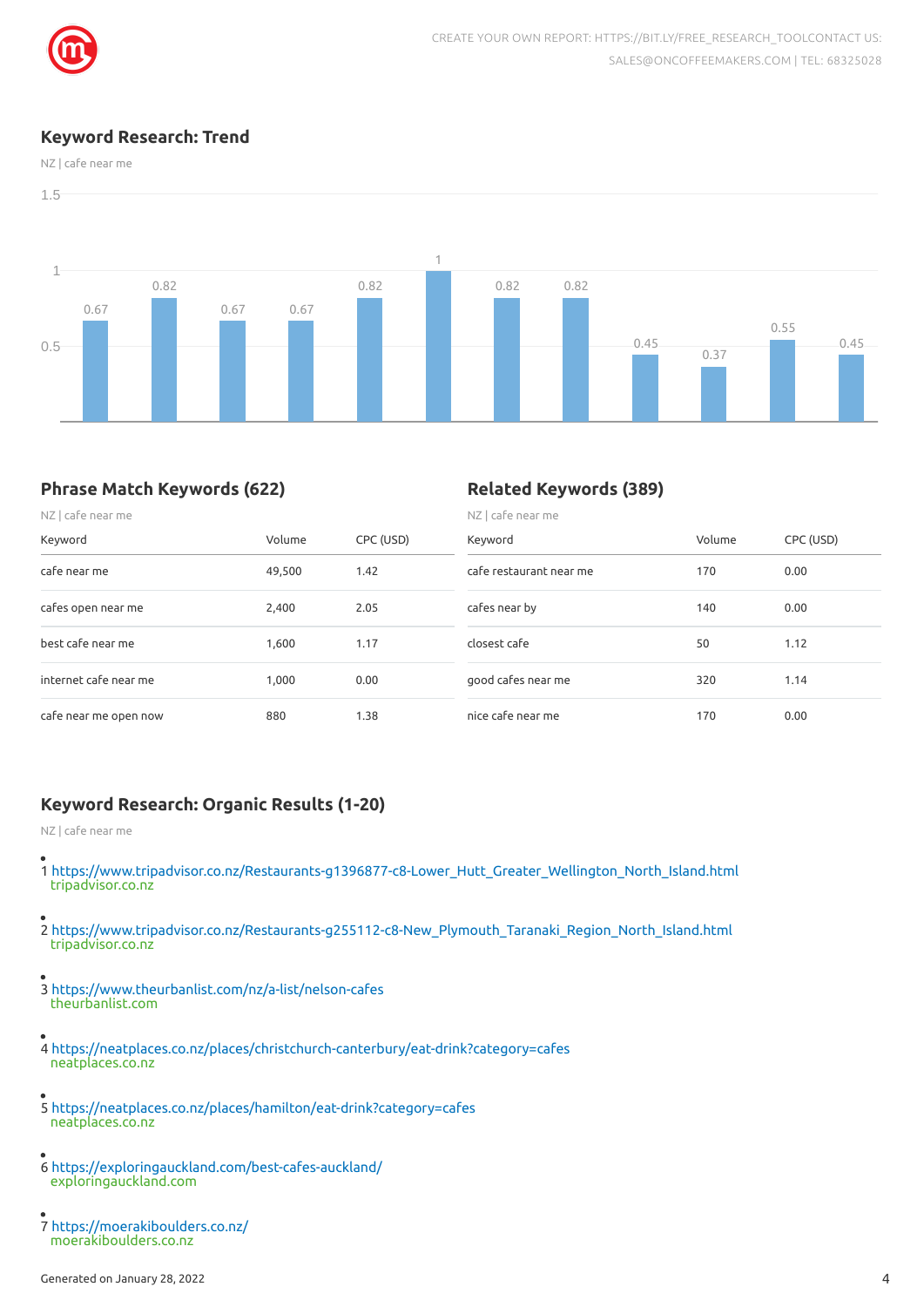## Keyword Research: Trend

NZ | cafe near me

1.5
1
0.5

0.67 0.82 0.67 0.67 0.82 1 0.82 0.82 0.45 0.37 0.55 0.45

## Phrase Match Keywords (622)

NZ | cafe near me

| Keyword | Volume | CPC (USD) |
|---|---|---|
| cafe near me | 49,500 | 1.42 |
| cafes open near me | 2,400 | 2.05 |
| best cafe near me | 1,600 | 1.17 |
| internet cafe near me | 1,000 | 0.00 |
| cafe near me open now | 880 | 1.38 |

## Related Keywords (389)

NZ | cafe near me

| Keyword | Volume | CPC (USD) |
|---|---|---|
| cafe restaurant near me | 170 | 0.00 |
| cafes near by | 140 | 0.00 |
| closest cafe | 50 | 1.12 |
| good cafes near me | 320 | 1.14 |
| nice cafe near me | 170 | 0.00 |

## Keyword Research: Organic Results (1-20)

NZ | cafe near me

- 1 https://www.tripadvisor.co.nz/Restaurants-g1396877-c8-Lower_Hutt_Greater_Wellington_North_Island.html
  tripadvisor.co.nz
- 2 https://www.tripadvisor.co.nz/Restaurants-g255112-c8-New_Plymouth_Taranaki_Region_North_Island.html
  tripadvisor.co.nz
- 3 https://www.theurbanlist.com/nz/a-list/nelson-cafes
  theurbanlist.com
- 4 https://neatplaces.co.nz/places/christchurch-canterbury/eat-drink?category=cafes
  neatplaces.co.nz
- 5 https://neatplaces.co.nz/places/hamilton/eat-drink?category=cafes
  neatplaces.co.nz
- 6 https://exploringauckland.com/best-cafes-auckland/
  exploringauckland.com
- 7 https://moerakiboulders.co.nz/
  moerakiboulders.co.nz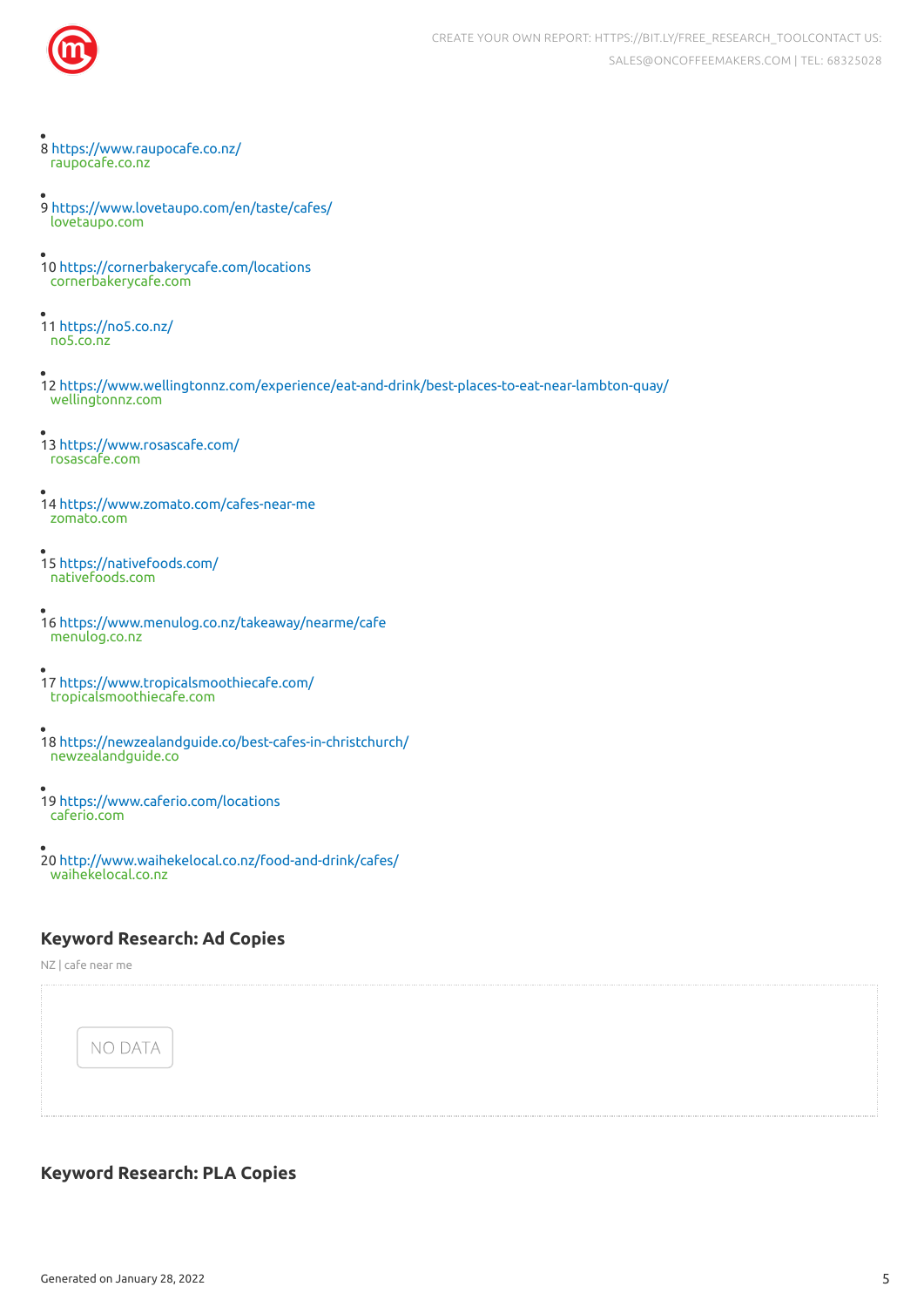- 8 https://www.raupocafe.co.nz/
  raupocafe.co.nz

- 9 https://www.lovetaupo.com/en/taste/cafes/
  lovetaupo.com

- 10 https://cornerbakerycafe.com/locations
  cornerbakerycafe.com

- 11 https://no5.co.nz/
  no5.co.nz

- 12 https://www.wellingtonnz.com/experience/eat-and-drink/best-places-to-eat-near-lambton-quay/
  wellingtonnz.com

- 13 https://www.rosascafe.com/
  rosascafe.com

- 14 https://www.zomato.com/cafes-near-me
  zomato.com

- 15 https://nativefoods.com/
  nativefoods.com

- 16 https://www.menulog.co.nz/takeaway/nearme/cafe
  menulog.co.nz

- 17 https://www.tropicalsmoothiecafe.com/
  tropicalsmoothiecafe.com

- 18 https://newzealandguide.co/best-cafes-in-christchurch/
  newzealandguide.co

- 19 https://www.caferio.com/locations
  caferio.com

- 20 http://www.waihekelocal.co.nz/food-and-drink/cafes/
  waihekelocal.co.nz

## Keyword Research: Ad Copies

NZ | cafe near me

NO DATA

## Keyword Research: PLA Copies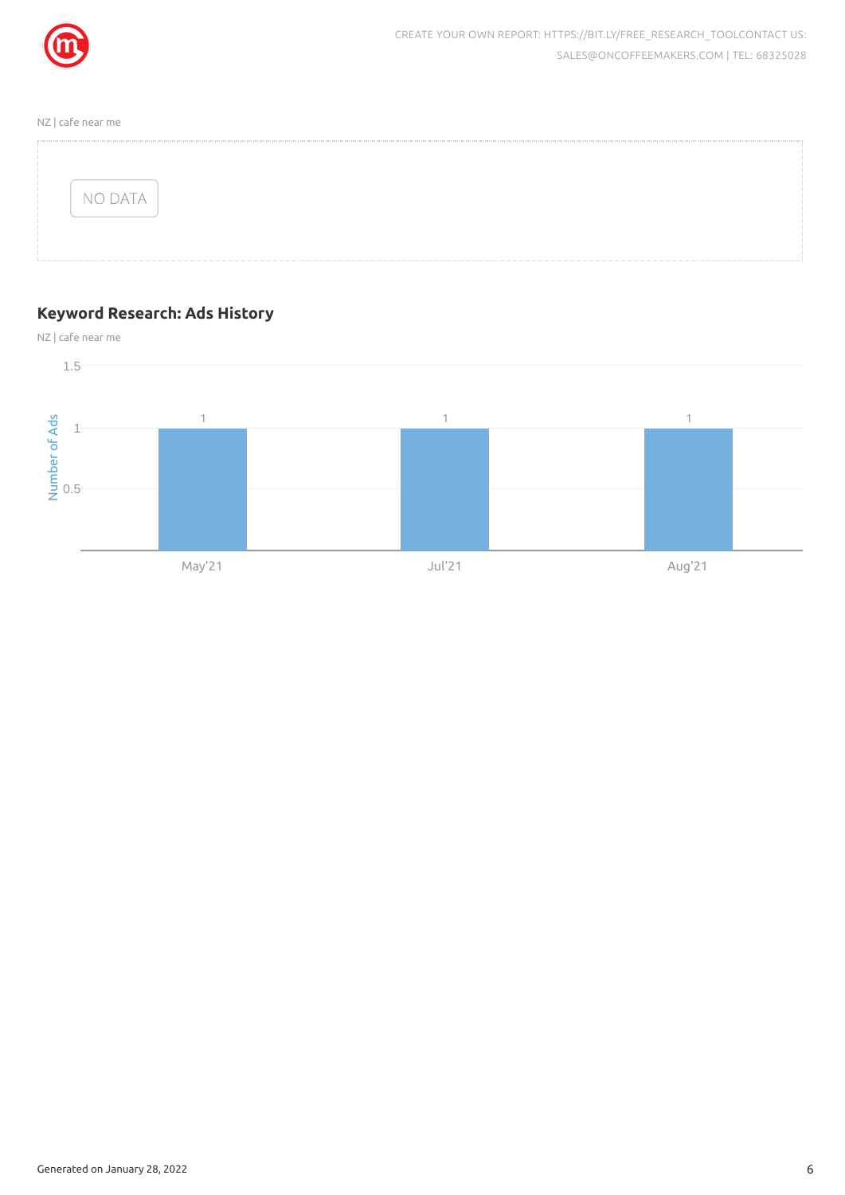NZ | cafe near me

NO DATA

## Keyword Research: Ads History

NZ | cafe near me

1.5
1
0.5
Number of Ads

1
1
1

May'21
Jul'21
Aug'21